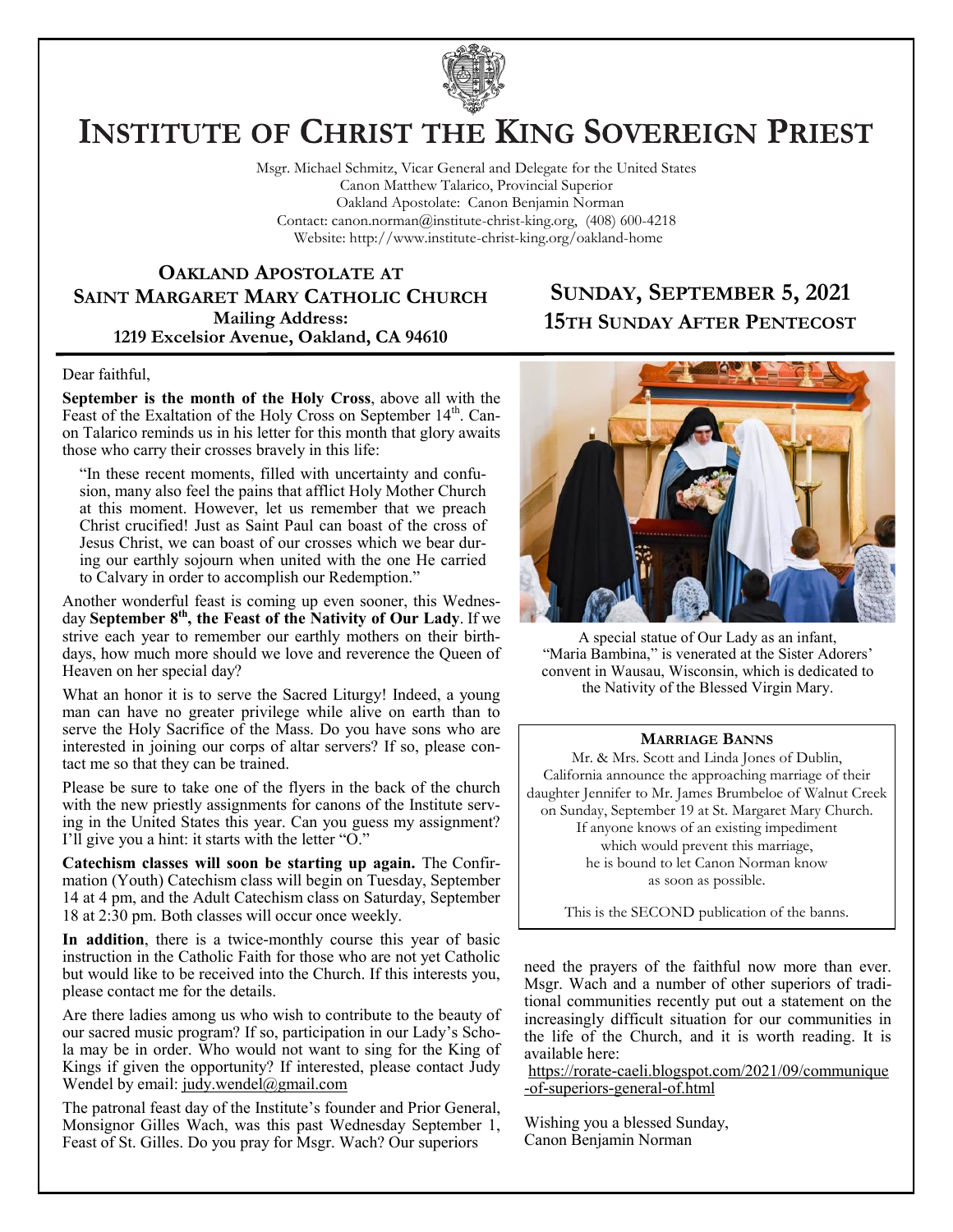# INSTITUTE OF CHRIST THE KING SOVEREIGN PRIEST

Msgr. Michael Schmitz, Vicar General and Delegate for the United States
Canon Matthew Talarico, Provincial Superior
Oakland Apostolate: Canon Benjamin Norman
Contact: canon.norman@institute-christ-king.org, (408) 600-4218
Website: http://www.institute-christ-king.org/oakland-home

## OAKLAND APOSTOLATE AT SAINT MARGARET MARY CATHOLIC CHURCH

**Mailing Address:**
**1219 Excelsior Avenue, Oakland, CA 94610**

## SUNDAY, SEPTEMBER 5, 2021
## 15TH SUNDAY AFTER PENTECOST

Dear faithful,

**September is the month of the Holy Cross**, above all with the Feast of the Exaltation of the Holy Cross on September 14th. Canon Talarico reminds us in his letter for this month that glory awaits those who carry their crosses bravely in this life:

> "In these recent moments, filled with uncertainty and confusion, many also feel the pains that afflict Holy Mother Church at this moment. However, let us remember that we preach Christ crucified! Just as Saint Paul can boast of the cross of Jesus Christ, we can boast of our crosses which we bear during our earthly sojourn when united with the one He carried to Calvary in order to accomplish our Redemption."

Another wonderful feast is coming up even sooner, this Wednesday **September 8th, the Feast of the Nativity of Our Lady**. If we strive each year to remember our earthly mothers on their birthdays, how much more should we love and reverence the Queen of Heaven on her special day?

What an honor it is to serve the Sacred Liturgy! Indeed, a young man can have no greater privilege while alive on earth than to serve the Holy Sacrifice of the Mass. Do you have sons who are interested in joining our corps of altar servers? If so, please contact me so that they can be trained.

Please be sure to take one of the flyers in the back of the church with the new priestly assignments for canons of the Institute serving in the United States this year. Can you guess my assignment? I'll give you a hint: it starts with the letter "O."

**Catechism classes will soon be starting up again.** The Confirmation (Youth) Catechism class will begin on Tuesday, September 14 at 4 pm, and the Adult Catechism class on Saturday, September 18 at 2:30 pm. Both classes will occur once weekly.

**In addition**, there is a twice-monthly course this year of basic instruction in the Catholic Faith for those who are not yet Catholic but would like to be received into the Church. If this interests you, please contact me for the details.

Are there ladies among us who wish to contribute to the beauty of our sacred music program? If so, participation in our Lady's Schola may be in order. Who would not want to sing for the King of Kings if given the opportunity? If interested, please contact Judy Wendel by email: judy.wendel@gmail.com

The patronal feast day of the Institute's founder and Prior General, Monsignor Gilles Wach, was this past Wednesday September 1, Feast of St. Gilles. Do you pray for Msgr. Wach? Our superiors need the prayers of the faithful now more than ever. Msgr. Wach and a number of other superiors of traditional communities recently put out a statement on the increasingly difficult situation for our communities in the life of the Church, and it is worth reading. It is available here:
https://rorate-caeli.blogspot.com/2021/09/communique-of-superiors-general-of.html

Wishing you a blessed Sunday,
Canon Benjamin Norman

A special statue of Our Lady as an infant, "Maria Bambina," is venerated at the Sister Adorers' convent in Wausau, Wisconsin, which is dedicated to the Nativity of the Blessed Virgin Mary.

### MARRIAGE BANNS

Mr. & Mrs. Scott and Linda Jones of Dublin, California announce the approaching marriage of their daughter Jennifer to Mr. James Brumbeloe of Walnut Creek on Sunday, September 19 at St. Margaret Mary Church. If anyone knows of an existing impediment which would prevent this marriage, he is bound to let Canon Norman know as soon as possible.

This is the SECOND publication of the banns.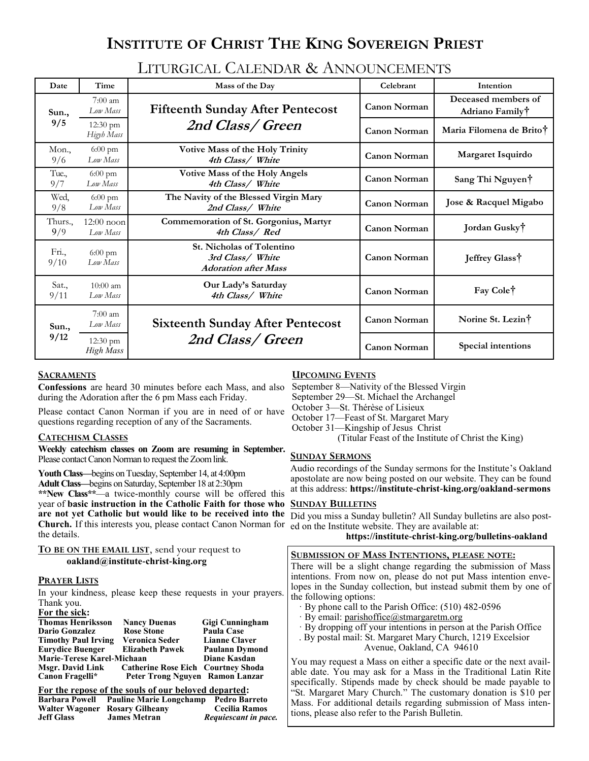# Institute of Christ The King Sovereign Priest

## Liturgical Calendar & Announcements

| Date | Time | Mass of the Day | Celebrant | Intention |
|---|---|---|---|---|
| **Sun., 9/5** | 7:00 am *Low Mass* | **Fifteenth Sunday After Pentecost** ***2nd Class/ Green*** | **Canon Norman** | **Deceased members of Adriano Family†** |
| | 12:30 pm *Higyh Mass* | | **Canon Norman** | **Maria Filomena de Brito†** |
| Mon., 9/6 | 6:00 pm *Low Mass* | **Votive Mass of the Holy Trinity** ***4th Class/ White*** | **Canon Norman** | **Margaret Isquirdo** |
| Tue., 9/7 | 6:00 pm *Low Mass* | **Votive Mass of the Holy Angels** ***4th Class/ White*** | **Canon Norman** | **Sang Thi Nguyen†** |
| Wed, 9/8 | 6:00 pm *Low Mass* | **The Navity of the Blessed Virgin Mary** ***2nd Class/ White*** | **Canon Norman** | **Jose & Racquel Migabo** |
| Thurs., 9/9 | 12:00 noon *Low Mass* | **Commemoration of St. Gorgonius, Martyr** ***4th Class/ Red*** | **Canon Norman** | **Jordan Gusky†** |
| Fri., 9/10 | 6:00 pm *Low Mass* | **St. Nicholas of Tolentino** ***3rd Class/ White*** ***Adoration after Mass*** | **Canon Norman** | **Jeffrey Glass†** |
| Sat., 9/11 | 10:00 am *Low Mass* | **Our Lady's Saturday** ***4th Class/ White*** | **Canon Norman** | **Fay Cole†** |
| **Sun., 9/12** | 7:00 am *Low Mass* | **Sixteenth Sunday After Pentecost** ***2nd Class/ Green*** | **Canon Norman** | **Norine St. Lezin†** |
| | 12:30 pm *High Mass* | | **Canon Norman** | **Special intentions** |

### Sacraments

**Confessions** are heard 30 minutes before each Mass, and also during the Adoration after the 6 pm Mass each Friday.

Please contact Canon Norman if you are in need of or have questions regarding reception of any of the Sacraments.

### Catechism Classes

**Weekly catechism classes on Zoom are resuming in September.** Please contact Canon Norman to request the Zoom link.

**Youth Class**—begins on Tuesday, September 14, at 4:00pm

**Adult Class**—begins on Saturday, September 18 at 2:30pm

****New Class****—a twice-monthly course will be offered this year of **basic instruction in the Catholic Faith for those who are not yet Catholic but would like to be received into the Church.** If this interests you, please contact Canon Norman for the details.

**To be on the email list**, send your request to **oakland@institute-christ-king.org**

### Prayer Lists

In your kindness, please keep these requests in your prayers. Thank you.

**For the sick:**

**Thomas Henriksson, Nancy Duenas, Gigi Cunningham, Dario Gonzalez, Rose Stone, Paula Case, Timothy Paul Irving, Veronica Seder, Lianne Claver, Eurydice Buenger, Elizabeth Pawek, Paulann Dymond, Marie-Terese Karel-Michaan, Diane Kasdan, Msgr. David Link, Catherine Rose Eich, Courtney Shoda, Canon Fragelli*, Peter Trong Nguyen, Ramon Lanzar**

**For the repose of the souls of our beloved departed:**

**Barbara Powell, Pauline Marie Longchamp, Pedro Barreto, Walter Wagoner, Rosary Gilheany, Cecilia Ramos, Jeff Glass, James Metran** ***Requiescant in pace.***

### Upcoming Events

September 8—Nativity of the Blessed Virgin
September 29—St. Michael the Archangel
October 3—St. Thérèse of Lisieux
October 17—Feast of St. Margaret Mary
October 31—Kingship of Jesus Christ
(Titular Feast of the Institute of Christ the King)

### Sunday Sermons

Audio recordings of the Sunday sermons for the Institute's Oakland apostolate are now being posted on our website. They can be found at this address: **https://institute-christ-king.org/oakland-sermons**

### Sunday Bulletins

Did you miss a Sunday bulletin? All Sunday bulletins are also posted on the Institute website. They are available at:

**https://institute-christ-king.org/bulletins-oakland**

### Submission of Mass Intentions, please note:

There will be a slight change regarding the submission of Mass intentions. From now on, please do not put Mass intention envelopes in the Sunday collection, but instead submit them by one of the following options:

- By phone call to the Parish Office: (510) 482-0596
- By email: parishoffice@stmargaretm.org
- By dropping off your intentions in person at the Parish Office
- By postal mail: St. Margaret Mary Church, 1219 Excelsior Avenue, Oakland, CA 94610

You may request a Mass on either a specific date or the next available date. You may ask for a Mass in the Traditional Latin Rite specifically. Stipends made by check should be made payable to "St. Margaret Mary Church." The customary donation is $10 per Mass. For additional details regarding submission of Mass intentions, please also refer to the Parish Bulletin.